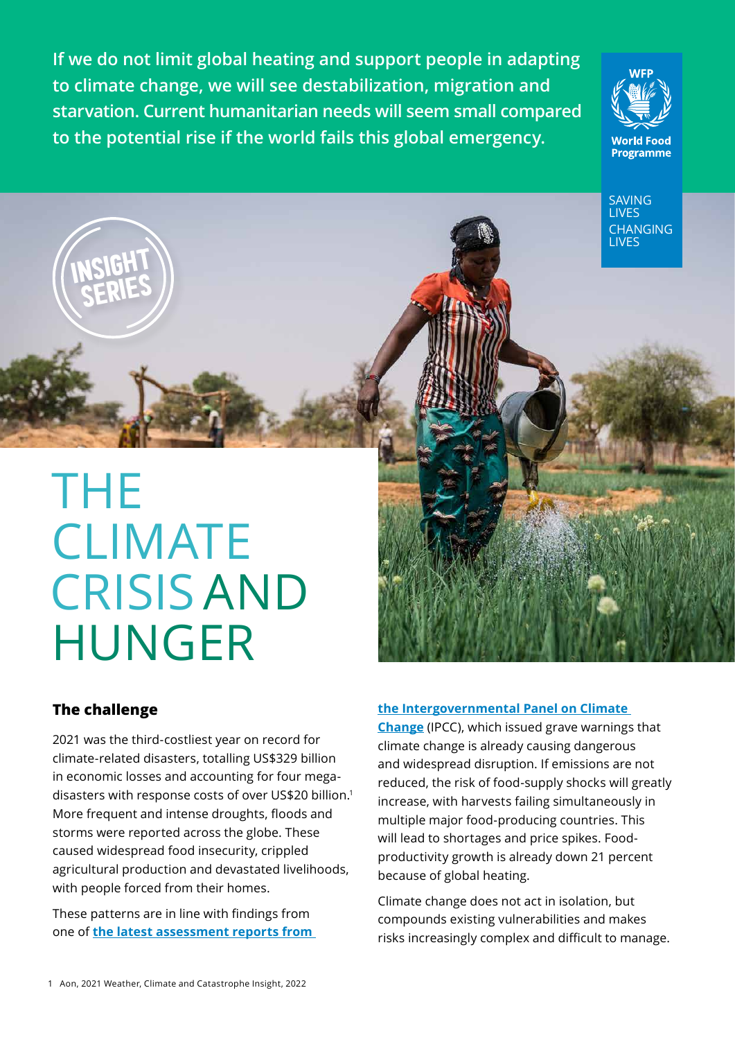**If we do not limit global heating and support people in adapting to climate change, we will see destabilization, migration and starvation. Current humanitarian needs will seem small compared to the potential rise if the world fails this global emergency.**

WFP World Food Programme

SAVING LIVES CHANGING LIVES

INSIGHT SERIES

# THE CLIMATE CRISIS AND HUNGER

## The challenge

2021 was the third-costliest year on record for climate-related disasters, totalling US$329 billion in economic losses and accounting for four mega-disasters with response costs of over US$20 billion.[1] More frequent and intense droughts, floods and storms were reported across the globe. These caused widespread food insecurity, crippled agricultural production and devastated livelihoods, with people forced from their homes.

These patterns are in line with findings from one of **the latest assessment reports from the Intergovernmental Panel on Climate Change** (IPCC), which issued grave warnings that climate change is already causing dangerous and widespread disruption. If emissions are not reduced, the risk of food-supply shocks will greatly increase, with harvests failing simultaneously in multiple major food-producing countries. This will lead to shortages and price spikes. Food-productivity growth is already down 21 percent because of global heating.

Climate change does not act in isolation, but compounds existing vulnerabilities and makes risks increasingly complex and difficult to manage.

1 Aon, 2021 Weather, Climate and Catastrophe Insight, 2022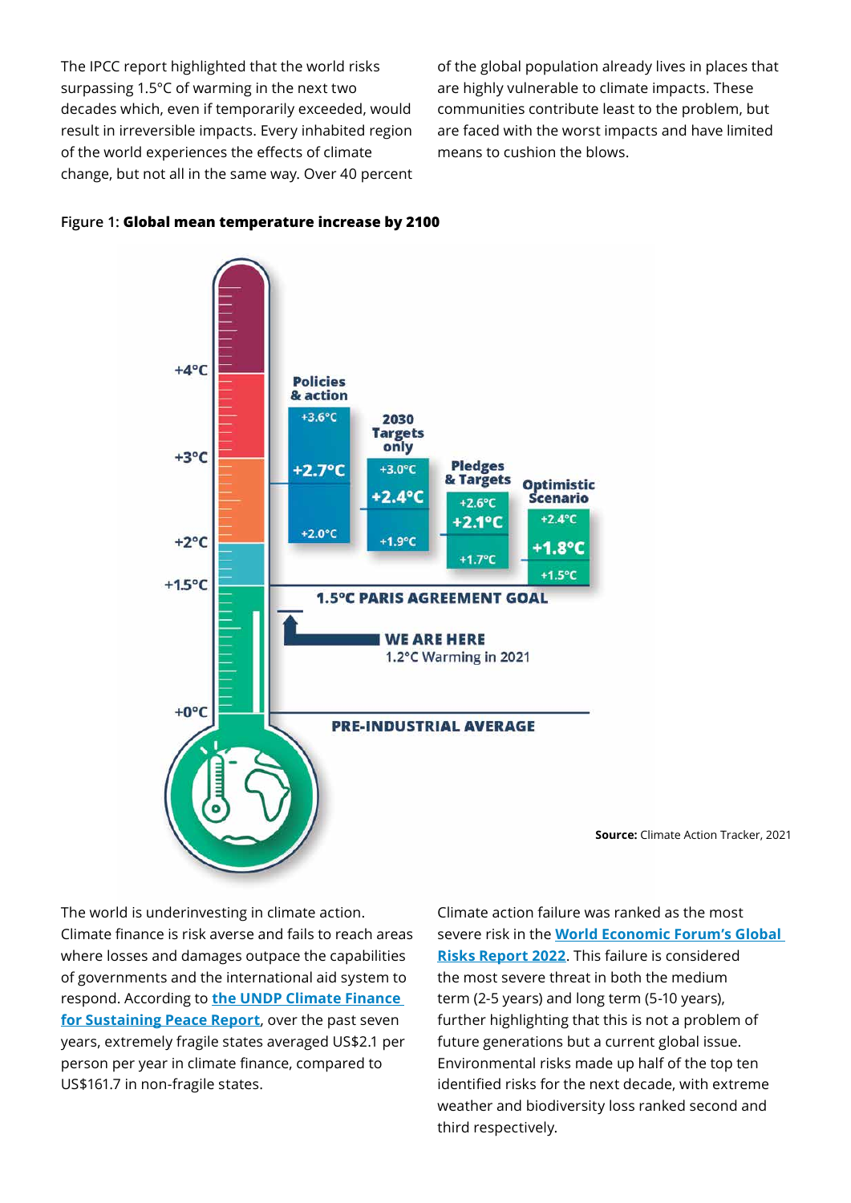The IPCC report highlighted that the world risks surpassing 1.5°C of warming in the next two decades which, even if temporarily exceeded, would result in irreversible impacts. Every inhabited region of the world experiences the effects of climate change, but not all in the same way. Over 40 percent of the global population already lives in places that are highly vulnerable to climate impacts. These communities contribute least to the problem, but are faced with the worst impacts and have limited means to cushion the blows.

Figure 1: **Global mean temperature increase by 2100**

**Source:** Climate Action Tracker, 2021

The world is underinvesting in climate action. Climate finance is risk averse and fails to reach areas where losses and damages outpace the capabilities of governments and the international aid system to respond. According to **the UNDP Climate Finance for Sustaining Peace Report**, over the past seven years, extremely fragile states averaged US$2.1 per person per year in climate finance, compared to US$161.7 in non-fragile states.

Climate action failure was ranked as the most severe risk in the **World Economic Forum's Global Risks Report 2022**. This failure is considered the most severe threat in both the medium term (2-5 years) and long term (5-10 years), further highlighting that this is not a problem of future generations but a current global issue. Environmental risks made up half of the top ten identified risks for the next decade, with extreme weather and biodiversity loss ranked second and third respectively.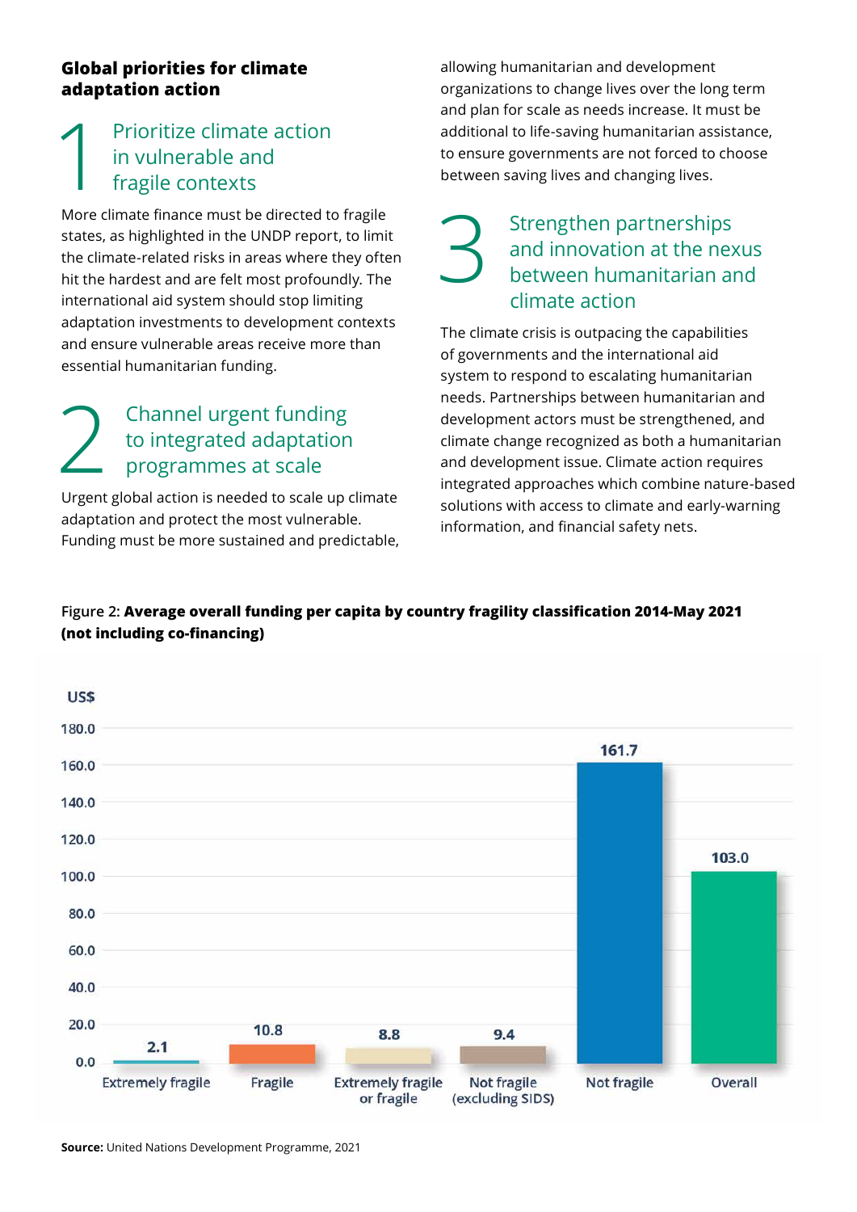## Global priorities for climate adaptation action

### 1 Prioritize climate action in vulnerable and fragile contexts

More climate finance must be directed to fragile states, as highlighted in the UNDP report, to limit the climate-related risks in areas where they often hit the hardest and are felt most profoundly. The international aid system should stop limiting adaptation investments to development contexts and ensure vulnerable areas receive more than essential humanitarian funding.

### 2 Channel urgent funding to integrated adaptation programmes at scale

Urgent global action is needed to scale up climate adaptation and protect the most vulnerable. Funding must be more sustained and predictable, allowing humanitarian and development organizations to change lives over the long term and plan for scale as needs increase. It must be additional to life-saving humanitarian assistance, to ensure governments are not forced to choose between saving lives and changing lives.

### 3 Strengthen partnerships and innovation at the nexus between humanitarian and climate action

The climate crisis is outpacing the capabilities of governments and the international aid system to respond to escalating humanitarian needs. Partnerships between humanitarian and development actors must be strengthened, and climate change recognized as both a humanitarian and development issue. Climate action requires integrated approaches which combine nature-based solutions with access to climate and early-warning information, and financial safety nets.

Figure 2: **Average overall funding per capita by country fragility classification 2014-May 2021 (not including co-financing)**

| Classification | US$ |
| --- | --- |
| Extremely fragile | 2.1 |
| Fragile | 10.8 |
| Extremely fragile or fragile | 8.8 |
| Not fragile (excluding SIDS) | 9.4 |
| Not fragile | 161.7 |
| Overall | 103.0 |

**Source:** United Nations Development Programme, 2021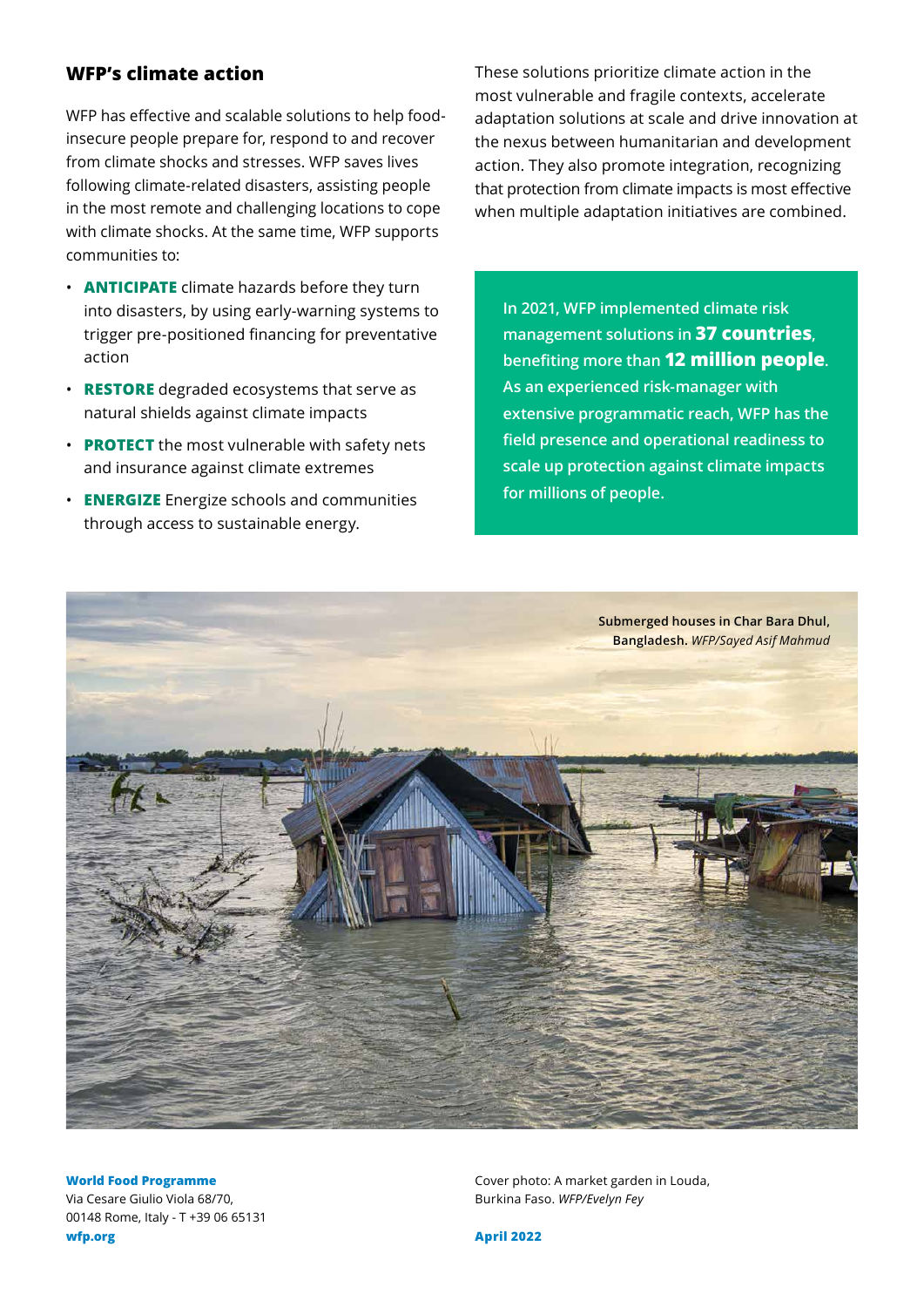## WFP's climate action

WFP has effective and scalable solutions to help food-insecure people prepare for, respond to and recover from climate shocks and stresses. WFP saves lives following climate-related disasters, assisting people in the most remote and challenging locations to cope with climate shocks. At the same time, WFP supports communities to:

- **ANTICIPATE** climate hazards before they turn into disasters, by using early-warning systems to trigger pre-positioned financing for preventative action
- **RESTORE** degraded ecosystems that serve as natural shields against climate impacts
- **PROTECT** the most vulnerable with safety nets and insurance against climate extremes
- **ENERGIZE** Energize schools and communities through access to sustainable energy.

These solutions prioritize climate action in the most vulnerable and fragile contexts, accelerate adaptation solutions at scale and drive innovation at the nexus between humanitarian and development action. They also promote integration, recognizing that protection from climate impacts is most effective when multiple adaptation initiatives are combined.

In 2021, WFP implemented climate risk management solutions in **37 countries**, benefiting more than **12 million people**. As an experienced risk-manager with extensive programmatic reach, WFP has the field presence and operational readiness to scale up protection against climate impacts for millions of people.

**Submerged houses in Char Bara Dhul, Bangladesh.** *WFP/Sayed Asif Mahmud*

**World Food Programme**
Via Cesare Giulio Viola 68/70,
00148 Rome, Italy - T +39 06 65131
**wfp.org**

Cover photo: A market garden in Louda, Burkina Faso. *WFP/Evelyn Fey*

**April 2022**